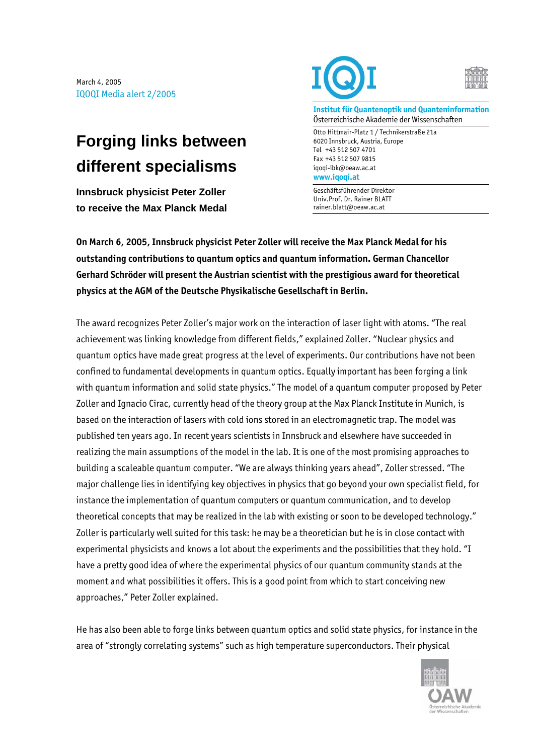March 4, 2005
IQOQI Media alert 2/2005

**Institut für Quantenoptik und Quanteninformation**
Österreichische Akademie der Wissenschaften

Otto Hittmair-Platz 1 / Technikerstraße 21a
6020 Innsbruck, Austria, Europe
Tel +43 512 507 4701
Fax +43 512 507 9815
iqoqi-ibk@oeaw.ac.at
www.iqoqi.at

Geschäftsführender Direktor
Univ.Prof. Dr. Rainer BLATT
rainer.blatt@oeaw.ac.at

# Forging links between different specialisms

**Innsbruck physicist Peter Zoller to receive the Max Planck Medal**

**On March 6, 2005, Innsbruck physicist Peter Zoller will receive the Max Planck Medal for his outstanding contributions to quantum optics and quantum information. German Chancellor Gerhard Schröder will present the Austrian scientist with the prestigious award for theoretical physics at the AGM of the Deutsche Physikalische Gesellschaft in Berlin.**

The award recognizes Peter Zoller's major work on the interaction of laser light with atoms. "The real achievement was linking knowledge from different fields," explained Zoller. "Nuclear physics and quantum optics have made great progress at the level of experiments. Our contributions have not been confined to fundamental developments in quantum optics. Equally important has been forging a link with quantum information and solid state physics." The model of a quantum computer proposed by Peter Zoller and Ignacio Cirac, currently head of the theory group at the Max Planck Institute in Munich, is based on the interaction of lasers with cold ions stored in an electromagnetic trap. The model was published ten years ago. In recent years scientists in Innsbruck and elsewhere have succeeded in realizing the main assumptions of the model in the lab. It is one of the most promising approaches to building a scaleable quantum computer. "We are always thinking years ahead", Zoller stressed. "The major challenge lies in identifying key objectives in physics that go beyond your own specialist field, for instance the implementation of quantum computers or quantum communication, and to develop theoretical concepts that may be realized in the lab with existing or soon to be developed technology." Zoller is particularly well suited for this task: he may be a theoretician but he is in close contact with experimental physicists and knows a lot about the experiments and the possibilities that they hold. "I have a pretty good idea of where the experimental physics of our quantum community stands at the moment and what possibilities it offers. This is a good point from which to start conceiving new approaches," Peter Zoller explained.

He has also been able to forge links between quantum optics and solid state physics, for instance in the area of "strongly correlating systems" such as high temperature superconductors. Their physical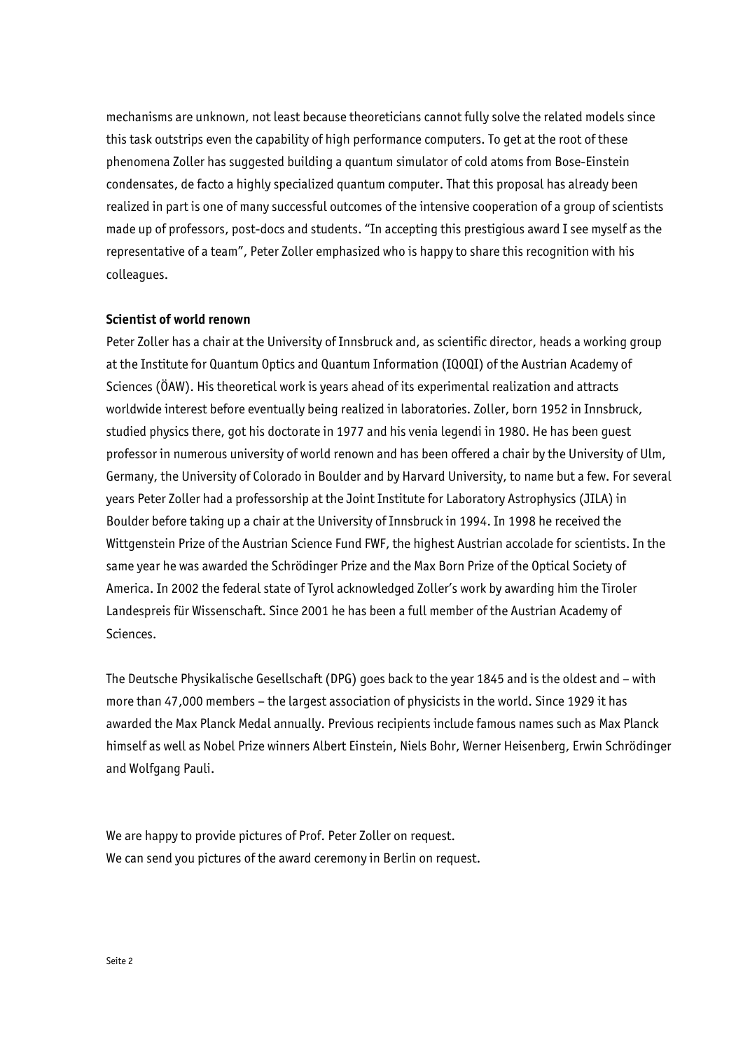mechanisms are unknown, not least because theoreticians cannot fully solve the related models since this task outstrips even the capability of high performance computers. To get at the root of these phenomena Zoller has suggested building a quantum simulator of cold atoms from Bose-Einstein condensates, de facto a highly specialized quantum computer. That this proposal has already been realized in part is one of many successful outcomes of the intensive cooperation of a group of scientists made up of professors, post-docs and students. "In accepting this prestigious award I see myself as the representative of a team", Peter Zoller emphasized who is happy to share this recognition with his colleagues.

**Scientist of world renown**

Peter Zoller has a chair at the University of Innsbruck and, as scientific director, heads a working group at the Institute for Quantum Optics and Quantum Information (IQOQI) of the Austrian Academy of Sciences (ÖAW). His theoretical work is years ahead of its experimental realization and attracts worldwide interest before eventually being realized in laboratories. Zoller, born 1952 in Innsbruck, studied physics there, got his doctorate in 1977 and his venia legendi in 1980. He has been guest professor in numerous university of world renown and has been offered a chair by the University of Ulm, Germany, the University of Colorado in Boulder and by Harvard University, to name but a few. For several years Peter Zoller had a professorship at the Joint Institute for Laboratory Astrophysics (JILA) in Boulder before taking up a chair at the University of Innsbruck in 1994. In 1998 he received the Wittgenstein Prize of the Austrian Science Fund FWF, the highest Austrian accolade for scientists. In the same year he was awarded the Schrödinger Prize and the Max Born Prize of the Optical Society of America. In 2002 the federal state of Tyrol acknowledged Zoller's work by awarding him the Tiroler Landespreis für Wissenschaft. Since 2001 he has been a full member of the Austrian Academy of Sciences.

The Deutsche Physikalische Gesellschaft (DPG) goes back to the year 1845 and is the oldest and – with more than 47,000 members – the largest association of physicists in the world. Since 1929 it has awarded the Max Planck Medal annually. Previous recipients include famous names such as Max Planck himself as well as Nobel Prize winners Albert Einstein, Niels Bohr, Werner Heisenberg, Erwin Schrödinger and Wolfgang Pauli.

We are happy to provide pictures of Prof. Peter Zoller on request.
We can send you pictures of the award ceremony in Berlin on request.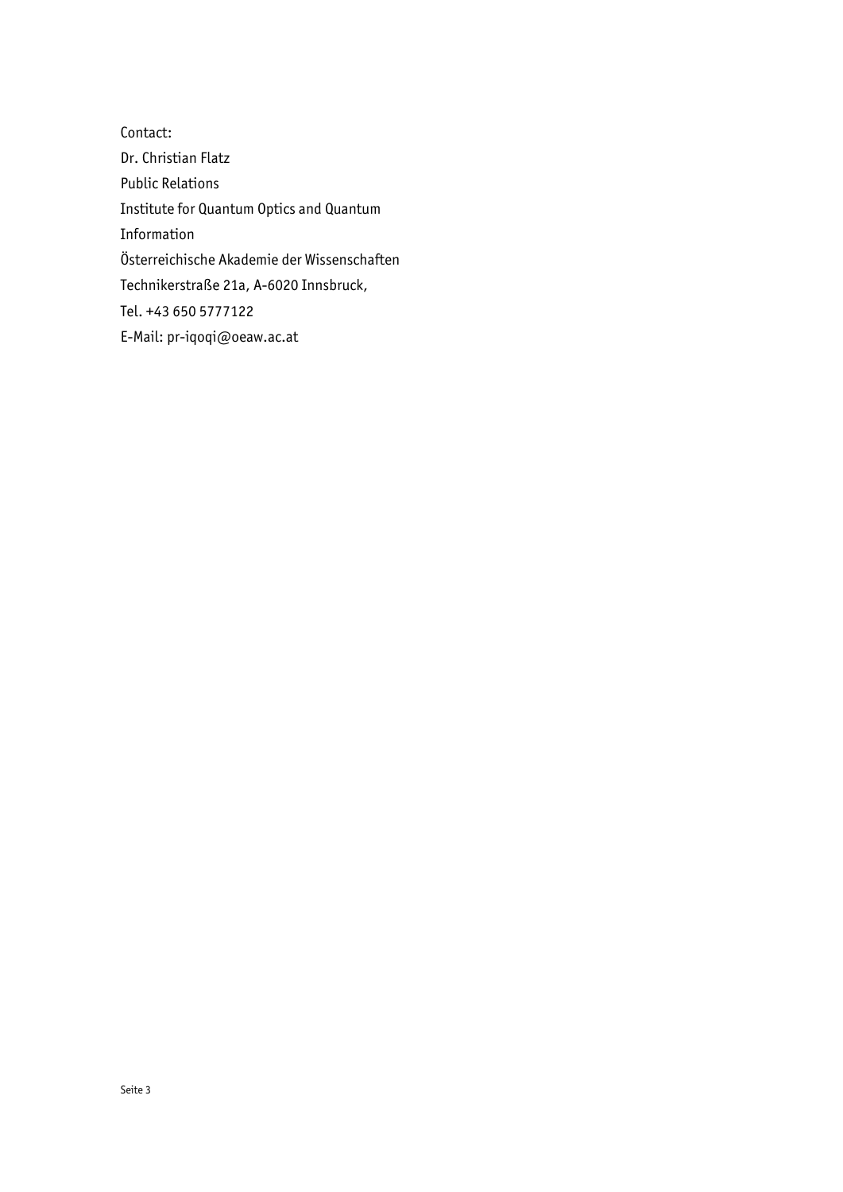Contact:

Dr. Christian Flatz

Public Relations

Institute for Quantum Optics and Quantum Information

Österreichische Akademie der Wissenschaften

Technikerstraße 21a, A-6020 Innsbruck,

Tel. +43 650 5777122

E-Mail: pr-iqoqi@oeaw.ac.at